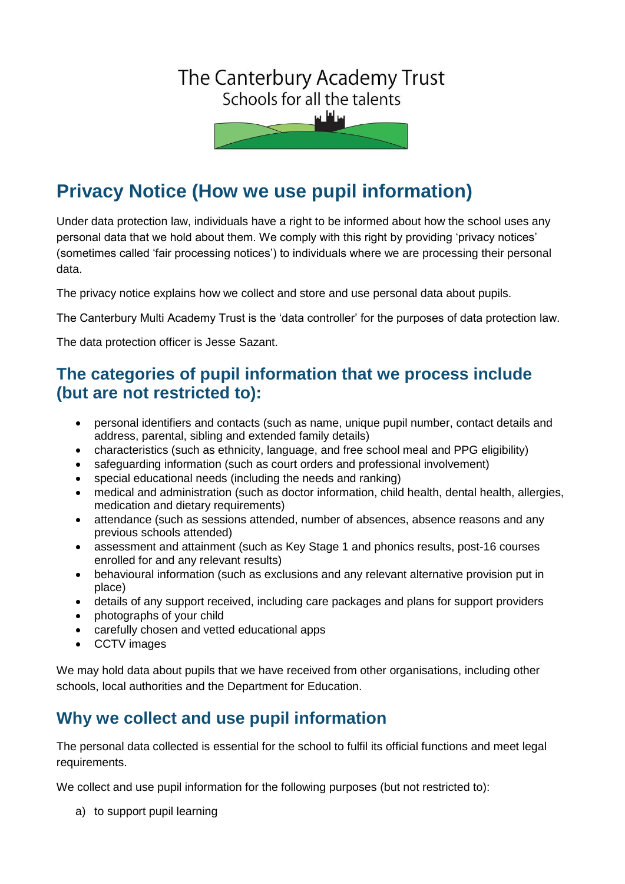The Canterbury Academy Trust
Schools for all the talents

# Privacy Notice (How we use pupil information)

Under data protection law, individuals have a right to be informed about how the school uses any personal data that we hold about them. We comply with this right by providing 'privacy notices' (sometimes called 'fair processing notices') to individuals where we are processing their personal data.

The privacy notice explains how we collect and store and use personal data about pupils.

The Canterbury Multi Academy Trust is the 'data controller' for the purposes of data protection law.

The data protection officer is Jesse Sazant.

## The categories of pupil information that we process include (but are not restricted to):

- personal identifiers and contacts (such as name, unique pupil number, contact details and address, parental, sibling and extended family details)
- characteristics (such as ethnicity, language, and free school meal and PPG eligibility)
- safeguarding information (such as court orders and professional involvement)
- special educational needs (including the needs and ranking)
- medical and administration (such as doctor information, child health, dental health, allergies, medication and dietary requirements)
- attendance (such as sessions attended, number of absences, absence reasons and any previous schools attended)
- assessment and attainment (such as Key Stage 1 and phonics results, post-16 courses enrolled for and any relevant results)
- behavioural information (such as exclusions and any relevant alternative provision put in place)
- details of any support received, including care packages and plans for support providers
- photographs of your child
- carefully chosen and vetted educational apps
- CCTV images

We may hold data about pupils that we have received from other organisations, including other schools, local authorities and the Department for Education.

## Why we collect and use pupil information

The personal data collected is essential for the school to fulfil its official functions and meet legal requirements.

We collect and use pupil information for the following purposes (but not restricted to):

a) to support pupil learning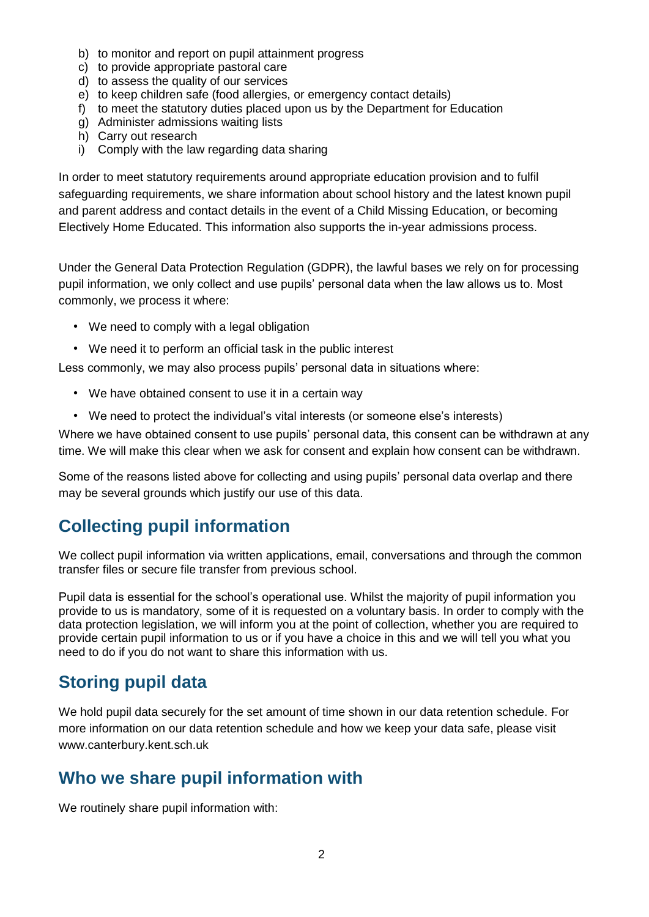b) to monitor and report on pupil attainment progress
c) to provide appropriate pastoral care
d) to assess the quality of our services
e) to keep children safe (food allergies, or emergency contact details)
f) to meet the statutory duties placed upon us by the Department for Education
g) Administer admissions waiting lists
h) Carry out research
i) Comply with the law regarding data sharing

In order to meet statutory requirements around appropriate education provision and to fulfil safeguarding requirements, we share information about school history and the latest known pupil and parent address and contact details in the event of a Child Missing Education, or becoming Electively Home Educated. This information also supports the in-year admissions process.

Under the General Data Protection Regulation (GDPR), the lawful bases we rely on for processing pupil information, we only collect and use pupils' personal data when the law allows us to. Most commonly, we process it where:

- We need to comply with a legal obligation
- We need it to perform an official task in the public interest

Less commonly, we may also process pupils' personal data in situations where:

- We have obtained consent to use it in a certain way
- We need to protect the individual's vital interests (or someone else's interests)

Where we have obtained consent to use pupils' personal data, this consent can be withdrawn at any time. We will make this clear when we ask for consent and explain how consent can be withdrawn.

Some of the reasons listed above for collecting and using pupils' personal data overlap and there may be several grounds which justify our use of this data.

## Collecting pupil information

We collect pupil information via written applications, email, conversations and through the common transfer files or secure file transfer from previous school.

Pupil data is essential for the school's operational use. Whilst the majority of pupil information you provide to us is mandatory, some of it is requested on a voluntary basis. In order to comply with the data protection legislation, we will inform you at the point of collection, whether you are required to provide certain pupil information to us or if you have a choice in this and we will tell you what you need to do if you do not want to share this information with us.

## Storing pupil data

We hold pupil data securely for the set amount of time shown in our data retention schedule. For more information on our data retention schedule and how we keep your data safe, please visit www.canterbury.kent.sch.uk

## Who we share pupil information with

We routinely share pupil information with: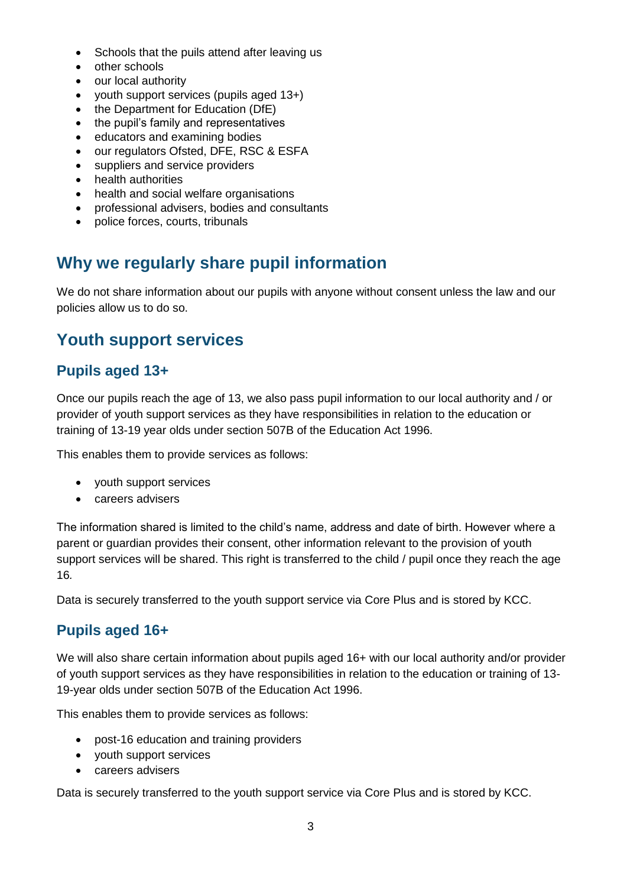- Schools that the puils attend after leaving us
- other schools
- our local authority
- youth support services (pupils aged 13+)
- the Department for Education (DfE)
- the pupil's family and representatives
- educators and examining bodies
- our regulators Ofsted, DFE, RSC & ESFA
- suppliers and service providers
- health authorities
- health and social welfare organisations
- professional advisers, bodies and consultants
- police forces, courts, tribunals

## Why we regularly share pupil information

We do not share information about our pupils with anyone without consent unless the law and our policies allow us to do so.

## Youth support services

### Pupils aged 13+

Once our pupils reach the age of 13, we also pass pupil information to our local authority and / or provider of youth support services as they have responsibilities in relation to the education or training of 13-19 year olds under section 507B of the Education Act 1996.

This enables them to provide services as follows:

- youth support services
- careers advisers

The information shared is limited to the child's name, address and date of birth. However where a parent or guardian provides their consent, other information relevant to the provision of youth support services will be shared. This right is transferred to the child / pupil once they reach the age 16.

Data is securely transferred to the youth support service via Core Plus and is stored by KCC.

### Pupils aged 16+

We will also share certain information about pupils aged 16+ with our local authority and/or provider of youth support services as they have responsibilities in relation to the education or training of 13-19-year olds under section 507B of the Education Act 1996.

This enables them to provide services as follows:

- post-16 education and training providers
- youth support services
- careers advisers

Data is securely transferred to the youth support service via Core Plus and is stored by KCC.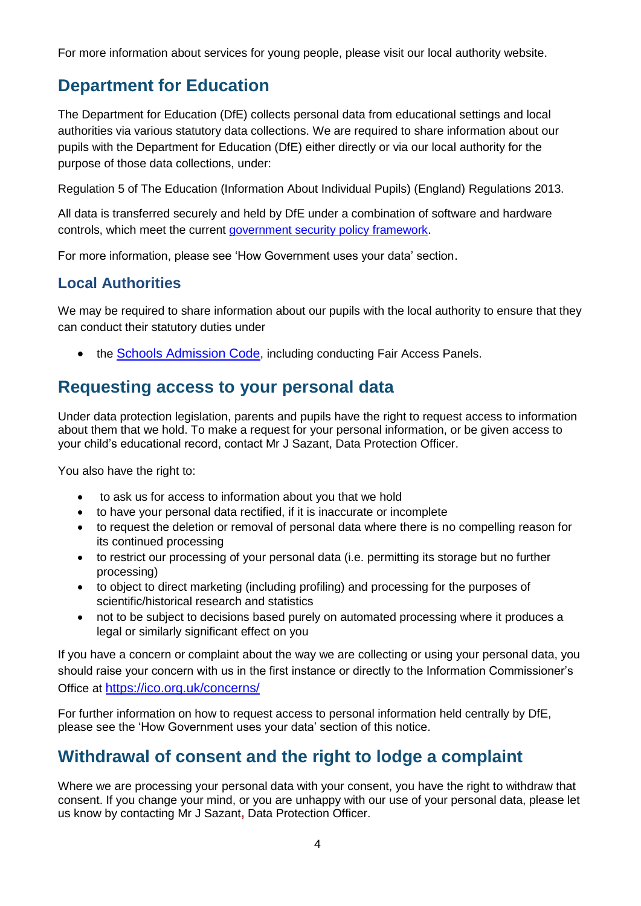For more information about services for young people, please visit our local authority website.

## Department for Education

The Department for Education (DfE) collects personal data from educational settings and local authorities via various statutory data collections. We are required to share information about our pupils with the Department for Education (DfE) either directly or via our local authority for the purpose of those data collections, under:

Regulation 5 of The Education (Information About Individual Pupils) (England) Regulations 2013.

All data is transferred securely and held by DfE under a combination of software and hardware controls, which meet the current government security policy framework.

For more information, please see 'How Government uses your data' section.

### Local Authorities

We may be required to share information about our pupils with the local authority to ensure that they can conduct their statutory duties under

- the Schools Admission Code, including conducting Fair Access Panels.

## Requesting access to your personal data

Under data protection legislation, parents and pupils have the right to request access to information about them that we hold. To make a request for your personal information, or be given access to your child's educational record, contact Mr J Sazant, Data Protection Officer.

You also have the right to:

- to ask us for access to information about you that we hold
- to have your personal data rectified, if it is inaccurate or incomplete
- to request the deletion or removal of personal data where there is no compelling reason for its continued processing
- to restrict our processing of your personal data (i.e. permitting its storage but no further processing)
- to object to direct marketing (including profiling) and processing for the purposes of scientific/historical research and statistics
- not to be subject to decisions based purely on automated processing where it produces a legal or similarly significant effect on you

If you have a concern or complaint about the way we are collecting or using your personal data, you should raise your concern with us in the first instance or directly to the Information Commissioner's Office at https://ico.org.uk/concerns/

For further information on how to request access to personal information held centrally by DfE, please see the 'How Government uses your data' section of this notice.

## Withdrawal of consent and the right to lodge a complaint

Where we are processing your personal data with your consent, you have the right to withdraw that consent. If you change your mind, or you are unhappy with our use of your personal data, please let us know by contacting Mr J Sazant, Data Protection Officer.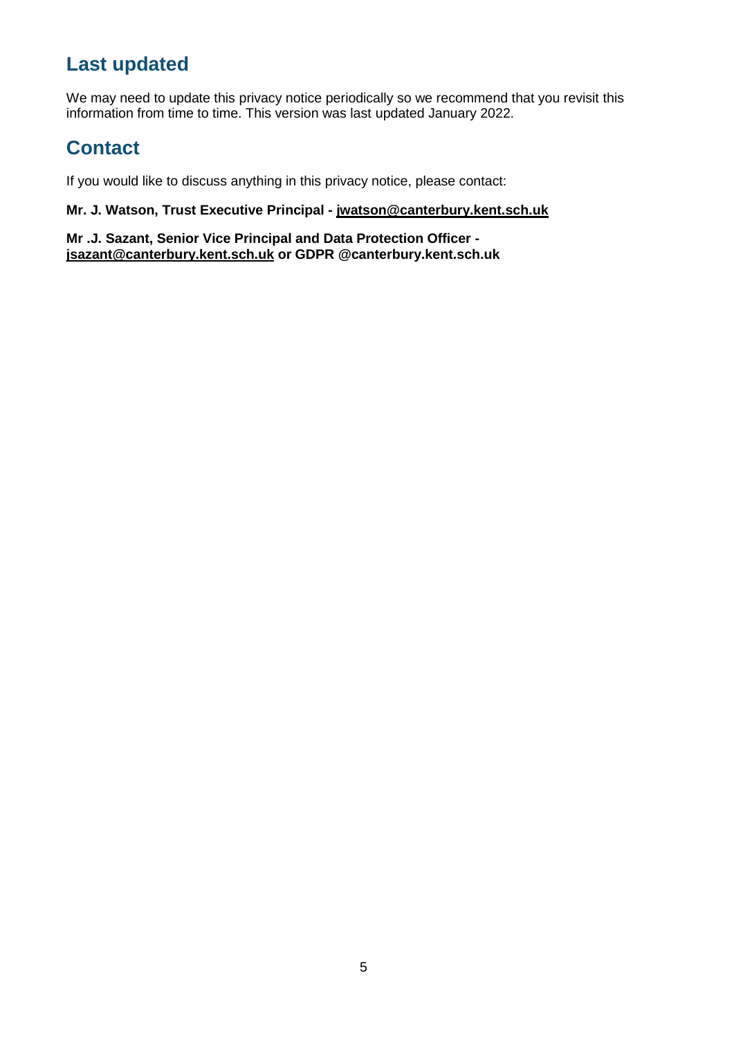## Last updated

We may need to update this privacy notice periodically so we recommend that you revisit this information from time to time. This version was last updated January 2022.

## Contact

If you would like to discuss anything in this privacy notice, please contact:

**Mr. J. Watson, Trust Executive Principal - jwatson@canterbury.kent.sch.uk**

**Mr .J. Sazant, Senior Vice Principal and Data Protection Officer - jsazant@canterbury.kent.sch.uk or GDPR @canterbury.kent.sch.uk**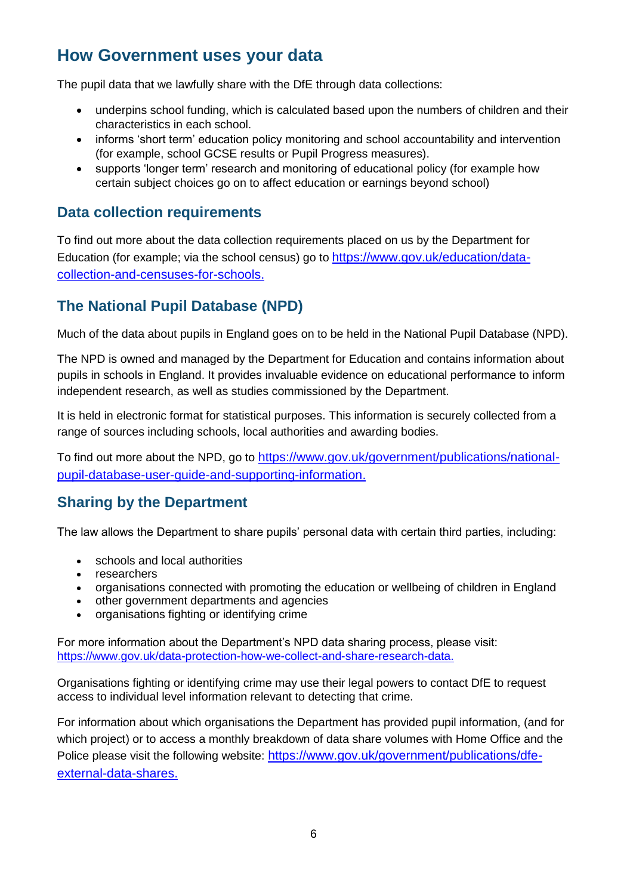## How Government uses your data

The pupil data that we lawfully share with the DfE through data collections:

- underpins school funding, which is calculated based upon the numbers of children and their characteristics in each school.
- informs 'short term' education policy monitoring and school accountability and intervention (for example, school GCSE results or Pupil Progress measures).
- supports 'longer term' research and monitoring of educational policy (for example how certain subject choices go on to affect education or earnings beyond school)

### Data collection requirements

To find out more about the data collection requirements placed on us by the Department for Education (for example; via the school census) go to https://www.gov.uk/education/data-collection-and-censuses-for-schools.

### The National Pupil Database (NPD)

Much of the data about pupils in England goes on to be held in the National Pupil Database (NPD).

The NPD is owned and managed by the Department for Education and contains information about pupils in schools in England. It provides invaluable evidence on educational performance to inform independent research, as well as studies commissioned by the Department.

It is held in electronic format for statistical purposes. This information is securely collected from a range of sources including schools, local authorities and awarding bodies.

To find out more about the NPD, go to https://www.gov.uk/government/publications/national-pupil-database-user-guide-and-supporting-information.

### Sharing by the Department

The law allows the Department to share pupils' personal data with certain third parties, including:

- schools and local authorities
- researchers
- organisations connected with promoting the education or wellbeing of children in England
- other government departments and agencies
- organisations fighting or identifying crime

For more information about the Department's NPD data sharing process, please visit: https://www.gov.uk/data-protection-how-we-collect-and-share-research-data.

Organisations fighting or identifying crime may use their legal powers to contact DfE to request access to individual level information relevant to detecting that crime.

For information about which organisations the Department has provided pupil information, (and for which project) or to access a monthly breakdown of data share volumes with Home Office and the Police please visit the following website: https://www.gov.uk/government/publications/dfe-external-data-shares.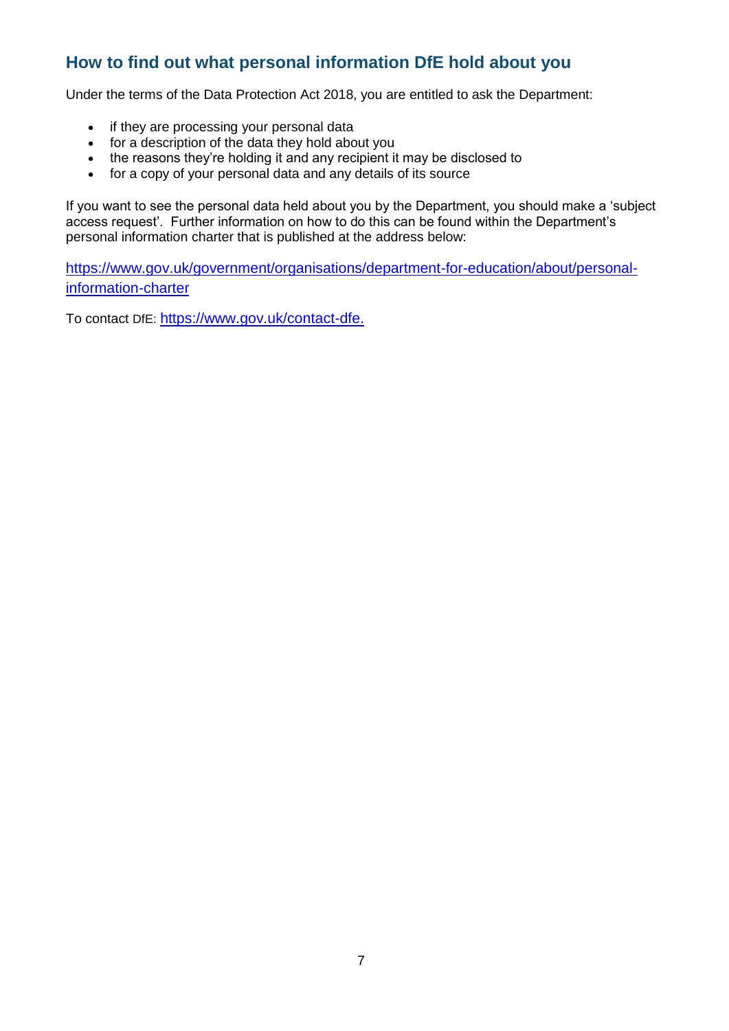## How to find out what personal information DfE hold about you

Under the terms of the Data Protection Act 2018, you are entitled to ask the Department:

- if they are processing your personal data
- for a description of the data they hold about you
- the reasons they're holding it and any recipient it may be disclosed to
- for a copy of your personal data and any details of its source

If you want to see the personal data held about you by the Department, you should make a 'subject access request'. Further information on how to do this can be found within the Department's personal information charter that is published at the address below:

https://www.gov.uk/government/organisations/department-for-education/about/personal-information-charter

To contact DfE: https://www.gov.uk/contact-dfe.